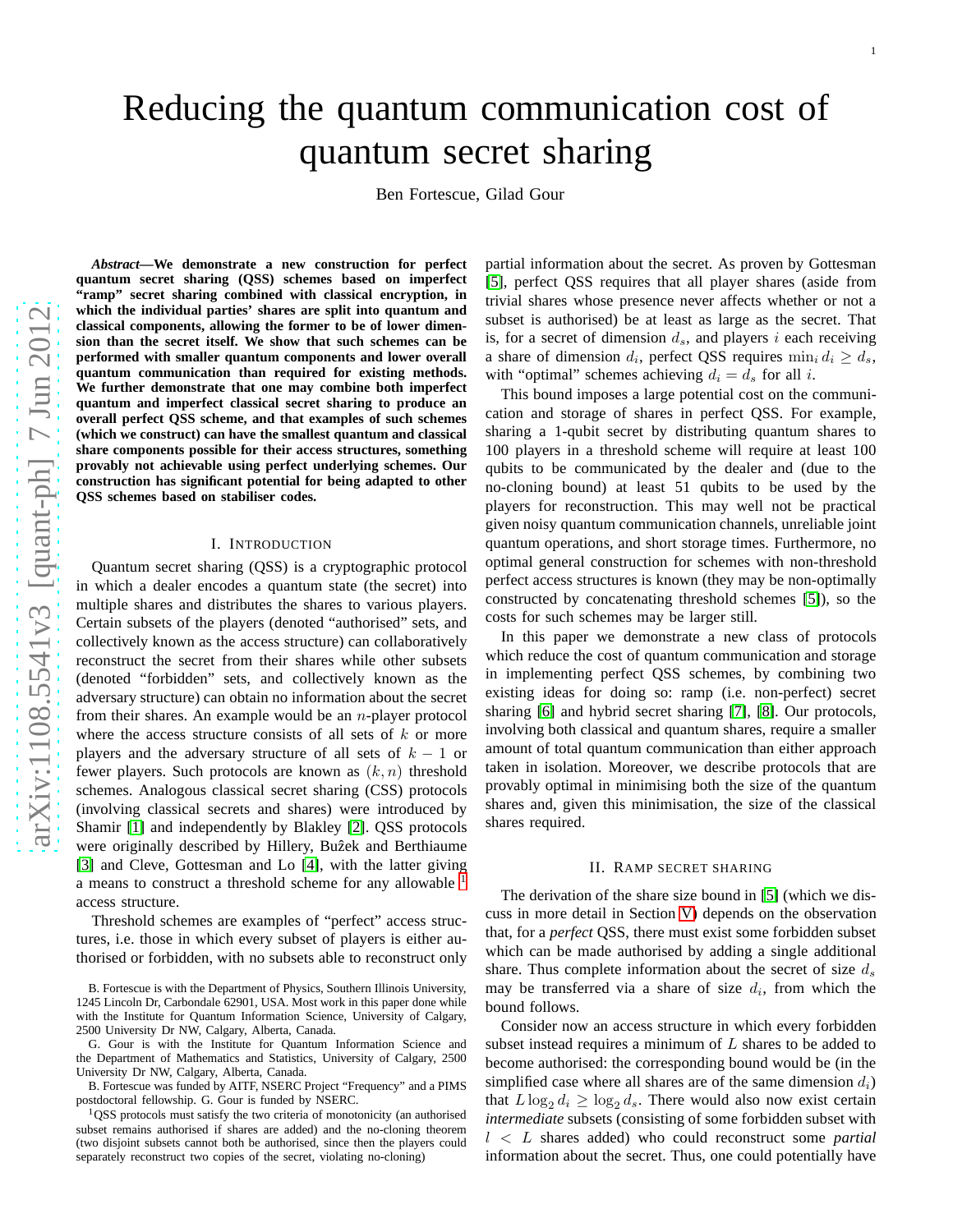# Reducing the quantum communication cost of quantum secret sharing

Ben Fortescue, Gilad Gour

***Abstract*—We demonstrate a new construction for perfect quantum secret sharing (QSS) schemes based on imperfect "ramp" secret sharing combined with classical encryption, in which the individual parties' shares are split into quantum and classical components, allowing the former to be of lower dimension than the secret itself. We show that such schemes can be performed with smaller quantum components and lower overall quantum communication than required for existing methods. We further demonstrate that one may combine both imperfect quantum and imperfect classical secret sharing to produce an overall perfect QSS scheme, and that examples of such schemes (which we construct) can have the smallest quantum and classical share components possible for their access structures, something provably not achievable using perfect underlying schemes. Our construction has significant potential for being adapted to other QSS schemes based on stabiliser codes.**

## I. Introduction

Quantum secret sharing (QSS) is a cryptographic protocol in which a dealer encodes a quantum state (the secret) into multiple shares and distributes the shares to various players. Certain subsets of the players (denoted "authorised" sets, and collectively known as the access structure) can collaboratively reconstruct the secret from their shares while other subsets (denoted "forbidden" sets, and collectively known as the adversary structure) can obtain no information about the secret from their shares. An example would be an $n$-player protocol where the access structure consists of all sets of $k$ or more players and the adversary structure of all sets of $k-1$ or fewer players. Such protocols are known as $(k, n)$ threshold schemes. Analogous classical secret sharing (CSS) protocols (involving classical secrets and shares) were introduced by Shamir [1] and independently by Blakley [2]. QSS protocols were originally described by Hillery, Bužek and Berthiaume [3] and Cleve, Gottesman and Lo [4], with the latter giving a means to construct a threshold scheme for any allowable [1] access structure.

Threshold schemes are examples of "perfect" access structures, i.e. those in which every subset of players is either authorised or forbidden, with no subsets able to reconstruct only partial information about the secret. As proven by Gottesman [5], perfect QSS requires that all player shares (aside from trivial shares whose presence never affects whether or not a subset is authorised) be at least as large as the secret. That is, for a secret of dimension $d_s$, and players $i$ each receiving a share of dimension $d_i$, perfect QSS requires $\min_i d_i \geq d_s$, with "optimal" schemes achieving $d_i = d_s$ for all $i$.

This bound imposes a large potential cost on the communication and storage of shares in perfect QSS. For example, sharing a 1-qubit secret by distributing quantum shares to 100 players in a threshold scheme will require at least 100 qubits to be communicated by the dealer and (due to the no-cloning bound) at least 51 qubits to be used by the players for reconstruction. This may well not be practical given noisy quantum communication channels, unreliable joint quantum operations, and short storage times. Furthermore, no optimal general construction for schemes with non-threshold perfect access structures is known (they may be non-optimally constructed by concatenating threshold schemes [5]), so the costs for such schemes may be larger still.

In this paper we demonstrate a new class of protocols which reduce the cost of quantum communication and storage in implementing perfect QSS schemes, by combining two existing ideas for doing so: ramp (i.e. non-perfect) secret sharing [6] and hybrid secret sharing [7], [8]. Our protocols, involving both classical and quantum shares, require a smaller amount of total quantum communication than either approach taken in isolation. Moreover, we describe protocols that are provably optimal in minimising both the size of the quantum shares and, given this minimisation, the size of the classical shares required.

## II. Ramp secret sharing

The derivation of the share size bound in [5] (which we discuss in more detail in Section V) depends on the observation that, for a *perfect* QSS, there must exist some forbidden subset which can be made authorised by adding a single additional share. Thus complete information about the secret of size $d_s$ may be transferred via a share of size $d_i$, from which the bound follows.

Consider now an access structure in which every forbidden subset instead requires a minimum of $L$ shares to be added to become authorised: the corresponding bound would be (in the simplified case where all shares are of the same dimension $d_i$) that $L \log_2 d_i \geq \log_2 d_s$. There would also now exist certain *intermediate* subsets (consisting of some forbidden subset with $l < L$ shares added) who could reconstruct some *partial* information about the secret. Thus, one could potentially have

---

B. Fortescue is with the Department of Physics, Southern Illinois University, 1245 Lincoln Dr, Carbondale 62901, USA. Most work in this paper done while with the Institute for Quantum Information Science, University of Calgary, 2500 University Dr NW, Calgary, Alberta, Canada.

G. Gour is with the Institute for Quantum Information Science and the Department of Mathematics and Statistics, University of Calgary, 2500 University Dr NW, Calgary, Alberta, Canada.

B. Fortescue was funded by AITF, NSERC Project "Frequency" and a PIMS postdoctoral fellowship. G. Gour is funded by NSERC.

[1] QSS protocols must satisfy the two criteria of monotonicity (an authorised subset remains authorised if shares are added) and the no-cloning theorem (two disjoint subsets cannot both be authorised, since then the players could separately reconstruct two copies of the secret, violating no-cloning)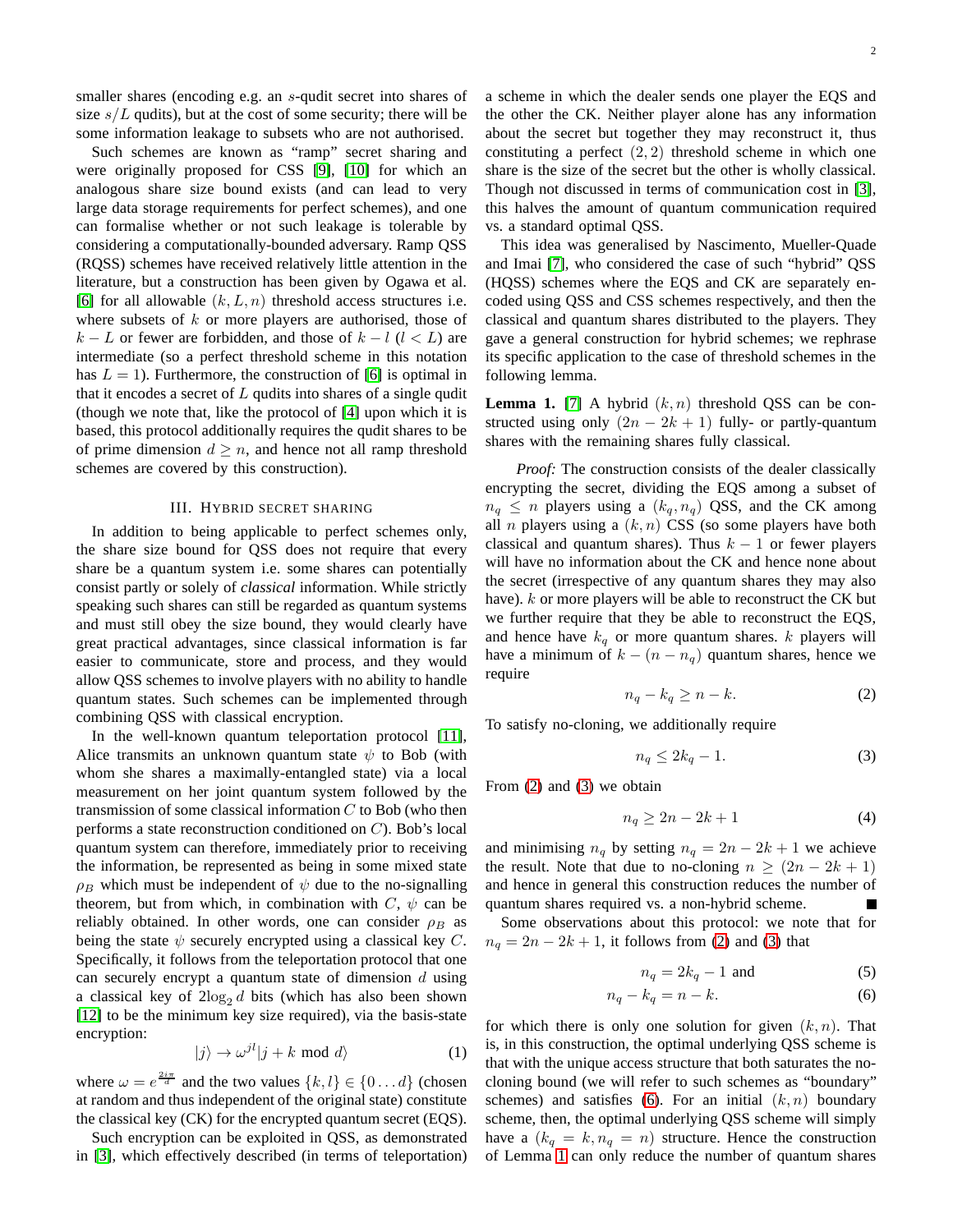smaller shares (encoding e.g. an $s$-qudit secret into shares of size $s/L$ qudits), but at the cost of some security; there will be some information leakage to subsets who are not authorised.

Such schemes are known as "ramp" secret sharing and were originally proposed for CSS [9], [10] for which an analogous share size bound exists (and can lead to very large data storage requirements for perfect schemes), and one can formalise whether or not such leakage is tolerable by considering a computationally-bounded adversary. Ramp QSS (RQSS) schemes have received relatively little attention in the literature, but a construction has been given by Ogawa et al. [6] for all allowable $(k, L, n)$ threshold access structures i.e. where subsets of $k$ or more players are authorised, those of $k - L$ or fewer are forbidden, and those of $k - l$ ($l < L$) are intermediate (so a perfect threshold scheme in this notation has $L = 1$). Furthermore, the construction of [6] is optimal in that it encodes a secret of $L$ qudits into shares of a single qudit (though we note that, like the protocol of [4] upon which it is based, this protocol additionally requires the qudit shares to be of prime dimension $d \geq n$, and hence not all ramp threshold schemes are covered by this construction).

## III. Hybrid secret sharing

In addition to being applicable to perfect schemes only, the share size bound for QSS does not require that every share be a quantum system i.e. some shares can potentially consist partly or solely of *classical* information. While strictly speaking such shares can still be regarded as quantum systems and must still obey the size bound, they would clearly have great practical advantages, since classical information is far easier to communicate, store and process, and they would allow QSS schemes to involve players with no ability to handle quantum states. Such schemes can be implemented through combining QSS with classical encryption.

In the well-known quantum teleportation protocol [11], Alice transmits an unknown quantum state $\psi$ to Bob (with whom she shares a maximally-entangled state) via a local measurement on her joint quantum system followed by the transmission of some classical information $C$ to Bob (who then performs a state reconstruction conditioned on $C$). Bob's local quantum system can therefore, immediately prior to receiving the information, be represented as being in some mixed state $\rho_B$ which must be independent of $\psi$ due to the no-signalling theorem, but from which, in combination with $C$, $\psi$ can be reliably obtained. In other words, one can consider $\rho_B$ as being the state $\psi$ securely encrypted using a classical key $C$. Specifically, it follows from the teleportation protocol that one can securely encrypt a quantum state of dimension $d$ using a classical key of $2\log_2 d$ bits (which has also been shown [12] to be the minimum key size required), via the basis-state encryption:

$$|j\rangle \rightarrow \omega^{jl}|j + k \bmod d\rangle \tag{1}$$

where $\omega = e^{\frac{2i\pi}{d}}$ and the two values $\{k, l\} \in \{0 \dots d\}$ (chosen at random and thus independent of the original state) constitute the classical key (CK) for the encrypted quantum secret (EQS).

Such encryption can be exploited in QSS, as demonstrated in [3], which effectively described (in terms of teleportation) a scheme in which the dealer sends one player the EQS and the other the CK. Neither player alone has any information about the secret but together they may reconstruct it, thus constituting a perfect $(2, 2)$ threshold scheme in which one share is the size of the secret but the other is wholly classical. Though not discussed in terms of communication cost in [3], this halves the amount of quantum communication required vs. a standard optimal QSS.

This idea was generalised by Nascimento, Mueller-Quade and Imai [7], who considered the case of such "hybrid" QSS (HQSS) schemes where the EQS and CK are separately encoded using QSS and CSS schemes respectively, and then the classical and quantum shares distributed to the players. They gave a general construction for hybrid schemes; we rephrase its specific application to the case of threshold schemes in the following lemma.

**Lemma 1.** [7] *A hybrid $(k, n)$ threshold QSS can be constructed using only $(2n - 2k + 1)$ fully- or partly-quantum shares with the remaining shares fully classical.*

*Proof:* The construction consists of the dealer classically encrypting the secret, dividing the EQS among a subset of $n_q \leq n$ players using a $(k_q, n_q)$ QSS, and the CK among all $n$ players using a $(k, n)$ CSS (so some players have both classical and quantum shares). Thus $k - 1$ or fewer players will have no information about the CK and hence none about the secret (irrespective of any quantum shares they may also have). $k$ or more players will be able to reconstruct the CK but we further require that they be able to reconstruct the EQS, and hence have $k_q$ or more quantum shares. $k$ players will have a minimum of $k - (n - n_q)$ quantum shares, hence we require

$$n_q - k_q \geq n - k. \tag{2}$$

To satisfy no-cloning, we additionally require

$$n_q \leq 2k_q - 1. \tag{3}$$

From (2) and (3) we obtain

$$n_q \geq 2n - 2k + 1 \tag{4}$$

and minimising $n_q$ by setting $n_q = 2n - 2k + 1$ we achieve the result. Note that due to no-cloning $n \geq (2n - 2k + 1)$ and hence in general this construction reduces the number of quantum shares required vs. a non-hybrid scheme. ∎

Some observations about this protocol: we note that for $n_q = 2n - 2k + 1$, it follows from (2) and (3) that

$$n_q = 2k_q - 1 \text{ and} \tag{5}$$

$$n_q - k_q = n - k. \tag{6}$$

for which there is only one solution for given $(k, n)$. That is, in this construction, the optimal underlying QSS scheme is that with the unique access structure that both saturates the no-cloning bound (we will refer to such schemes as "boundary" schemes) and satisfies (6). For an initial $(k, n)$ boundary scheme, then, the optimal underlying QSS scheme will simply have a $(k_q = k, n_q = n)$ structure. Hence the construction of Lemma 1 can only reduce the number of quantum shares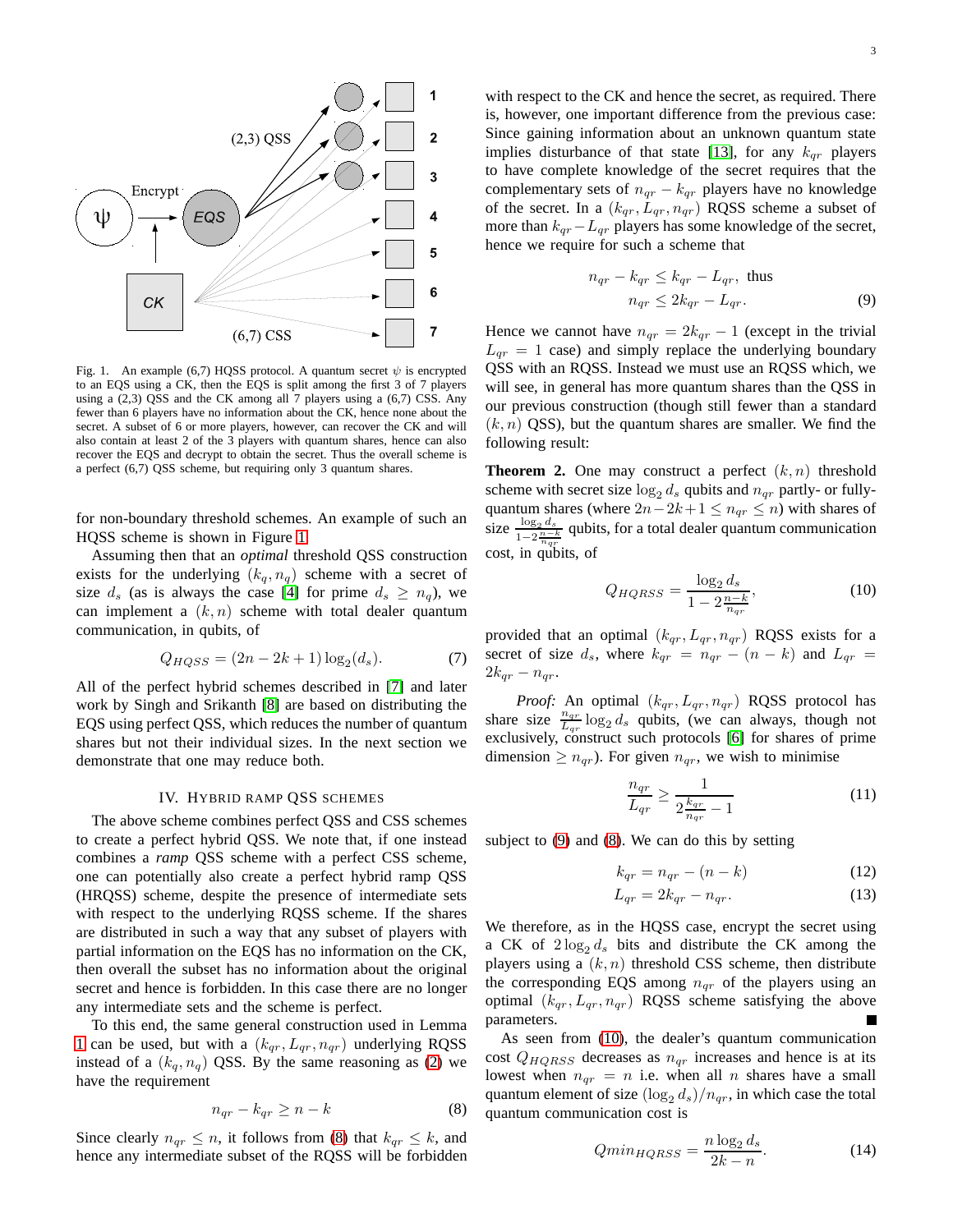Fig. 1. An example (6,7) HQSS protocol. A quantum secret $\psi$ is encrypted to an EQS using a CK, then the EQS is split among the first 3 of 7 players using a (2,3) QSS and the CK among all 7 players using a (6,7) CSS. Any fewer than 6 players have no information about the CK, hence none about the secret. A subset of 6 or more players, however, can recover the CK and will also contain at least 2 of the 3 players with quantum shares, hence can also recover the EQS and decrypt to obtain the secret. Thus the overall scheme is a perfect (6,7) QSS scheme, but requiring only 3 quantum shares.

for non-boundary threshold schemes. An example of such an HQSS scheme is shown in Figure 1.

Assuming then that an *optimal* threshold QSS construction exists for the underlying $(k_q, n_q)$ scheme with a secret of size $d_s$ (as is always the case [4] for prime $d_s \geq n_q$), we can implement a $(k, n)$ scheme with total dealer quantum communication, in qubits, of

$$Q_{HQSS} = (2n - 2k + 1)\log_2(d_s). \tag{7}$$

All of the perfect hybrid schemes described in [7] and later work by Singh and Srikanth [8] are based on distributing the EQS using perfect QSS, which reduces the number of quantum shares but not their individual sizes. In the next section we demonstrate that one may reduce both.

## IV. Hybrid Ramp QSS Schemes

The above scheme combines perfect QSS and CSS schemes to create a perfect hybrid QSS. We note that, if one instead combines a *ramp* QSS scheme with a perfect CSS scheme, one can potentially also create a perfect hybrid ramp QSS (HRQSS) scheme, despite the presence of intermediate sets with respect to the underlying RQSS scheme. If the shares are distributed in such a way that any subset of players with partial information on the EQS has no information on the CK, then overall the subset has no information about the original secret and hence is forbidden. In this case there are no longer any intermediate sets and the scheme is perfect.

To this end, the same general construction used in Lemma 1 can be used, but with a $(k_{qr}, L_{qr}, n_{qr})$ underlying RQSS instead of a $(k_q, n_q)$ QSS. By the same reasoning as (2) we have the requirement

$$n_{qr} - k_{qr} \geq n - k \tag{8}$$

Since clearly $n_{qr} \leq n$, it follows from (8) that $k_{qr} \leq k$, and hence any intermediate subset of the RQSS will be forbidden with respect to the CK and hence the secret, as required. There is, however, one important difference from the previous case: Since gaining information about an unknown quantum state implies disturbance of that state [13], for any $k_{qr}$ players to have complete knowledge of the secret requires that the complementary sets of $n_{qr} - k_{qr}$ players have no knowledge of the secret. In a $(k_{qr}, L_{qr}, n_{qr})$ RQSS scheme a subset of more than $k_{qr} - L_{qr}$ players has some knowledge of the secret, hence we require for such a scheme that

$$\begin{aligned} n_{qr} - k_{qr} &\leq k_{qr} - L_{qr}, \text{ thus} \\ n_{qr} &\leq 2k_{qr} - L_{qr}. \end{aligned} \tag{9}$$

Hence we cannot have $n_{qr} = 2k_{qr} - 1$ (except in the trivial $L_{qr} = 1$ case) and simply replace the underlying boundary QSS with an RQSS. Instead we must use an RQSS which, we will see, in general has more quantum shares than the QSS in our previous construction (though still fewer than a standard $(k, n)$ QSS), but the quantum shares are smaller. We find the following result:

**Theorem 2.** One may construct a perfect $(k, n)$ threshold scheme with secret size $\log_2 d_s$ qubits and $n_{qr}$ partly- or fully-quantum shares (where $2n - 2k + 1 \leq n_{qr} \leq n$) with shares of size $\frac{\log_2 d_s}{1 - 2\frac{n-k}{n_{qr}}}$ qubits, for a total dealer quantum communication cost, in qubits, of

$$Q_{HQRSS} = \frac{\log_2 d_s}{1 - 2\frac{n-k}{n_{qr}}}, \tag{10}$$

provided that an optimal $(k_{qr}, L_{qr}, n_{qr})$ RQSS exists for a secret of size $d_s$, where $k_{qr} = n_{qr} - (n - k)$ and $L_{qr} = 2k_{qr} - n_{qr}$.

*Proof:* An optimal $(k_{qr}, L_{qr}, n_{qr})$ RQSS protocol has share size $\frac{n_{qr}}{L_{qr}} \log_2 d_s$ qubits, (we can always, though not exclusively, construct such protocols [6] for shares of prime dimension $\geq n_{qr}$). For given $n_{qr}$, we wish to minimise

$$\frac{n_{qr}}{L_{qr}} \geq \frac{1}{2\frac{k_{qr}}{n_{qr}} - 1} \tag{11}$$

subject to (9) and (8). We can do this by setting

$$k_{qr} = n_{qr} - (n - k) \tag{12}$$

$$L_{qr} = 2k_{qr} - n_{qr}. \tag{13}$$

We therefore, as in the HQSS case, encrypt the secret using a CK of $2\log_2 d_s$ bits and distribute the CK among the players using a $(k, n)$ threshold CSS scheme, then distribute the corresponding EQS among $n_{qr}$ of the players using an optimal $(k_{qr}, L_{qr}, n_{qr})$ RQSS scheme satisfying the above parameters. ■

As seen from (10), the dealer's quantum communication cost $Q_{HQRSS}$ decreases as $n_{qr}$ increases and hence is at its lowest when $n_{qr} = n$ i.e. when all $n$ shares have a small quantum element of size $(\log_2 d_s)/n_{qr}$, in which case the total quantum communication cost is

$$Qmin_{HQRSS} = \frac{n \log_2 d_s}{2k - n}. \tag{14}$$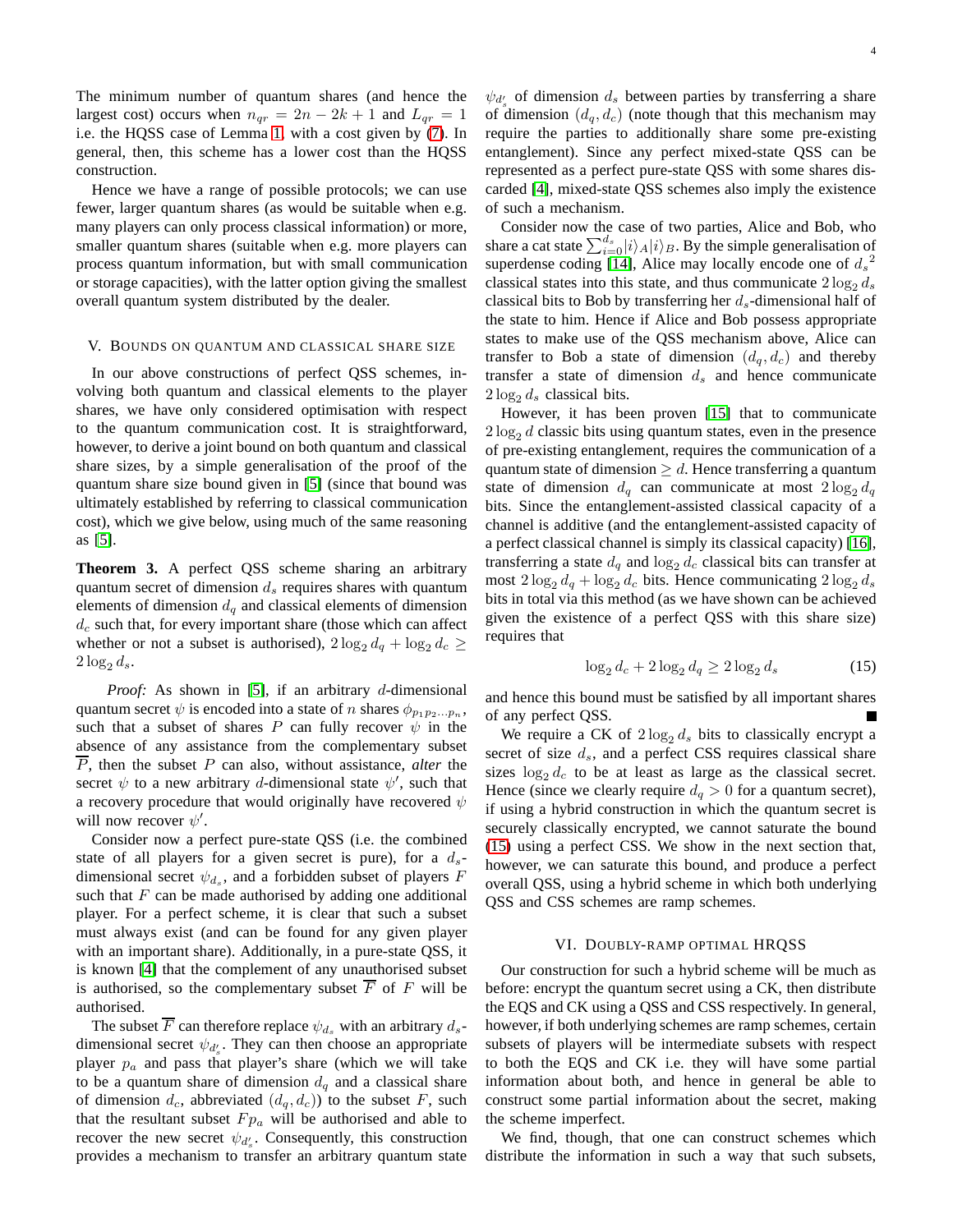The minimum number of quantum shares (and hence the largest cost) occurs when $n_{qr} = 2n - 2k + 1$ and $L_{qr} = 1$ i.e. the HQSS case of Lemma 1, with a cost given by (7). In general, then, this scheme has a lower cost than the HQSS construction.

Hence we have a range of possible protocols; we can use fewer, larger quantum shares (as would be suitable when e.g. many players can only process classical information) or more, smaller quantum shares (suitable when e.g. more players can process quantum information, but with small communication or storage capacities), with the latter option giving the smallest overall quantum system distributed by the dealer.

## V. Bounds on quantum and classical share size

In our above constructions of perfect QSS schemes, involving both quantum and classical elements to the player shares, we have only considered optimisation with respect to the quantum communication cost. It is straightforward, however, to derive a joint bound on both quantum and classical share sizes, by a simple generalisation of the proof of the quantum share size bound given in [5] (since that bound was ultimately established by referring to classical communication cost), which we give below, using much of the same reasoning as [5].

**Theorem 3.** *A perfect QSS scheme sharing an arbitrary quantum secret of dimension $d_s$ requires shares with quantum elements of dimension $d_q$ and classical elements of dimension $d_c$ such that, for every important share (those which can affect whether or not a subset is authorised), $2 \log_2 d_q + \log_2 d_c \geq 2 \log_2 d_s$.*

*Proof:* As shown in [5], if an arbitrary $d$-dimensional quantum secret $\psi$ is encoded into a state of $n$ shares $\phi_{p_1 p_2 \ldots p_n}$, such that a subset of shares $P$ can fully recover $\psi$ in the absence of any assistance from the complementary subset $\overline{P}$, then the subset $P$ can also, without assistance, *alter* the secret $\psi$ to a new arbitrary $d$-dimensional state $\psi'$, such that a recovery procedure that would originally have recovered $\psi$ will now recover $\psi'$.

Consider now a perfect pure-state QSS (i.e. the combined state of all players for a given secret is pure), for a $d_s$-dimensional secret $\psi_{d_s}$, and a forbidden subset of players $F$ such that $F$ can be made authorised by adding one additional player. For a perfect scheme, it is clear that such a subset must always exist (and can be found for any given player with an important share). Additionally, in a pure-state QSS, it is known [4] that the complement of any unauthorised subset is authorised, so the complementary subset $\overline{F}$ of $F$ will be authorised.

The subset $\overline{F}$ can therefore replace $\psi_{d_s}$ with an arbitrary $d_s$-dimensional secret $\psi_{d_s'}$. They can then choose an appropriate player $p_a$ and pass that player's share (which we will take to be a quantum share of dimension $d_q$ and a classical share of dimension $d_c$, abbreviated $(d_q, d_c)$) to the subset $F$, such that the resultant subset $Fp_a$ will be authorised and able to recover the new secret $\psi_{d_s'}$. Consequently, this construction provides a mechanism to transfer an arbitrary quantum state $\psi_{d_s'}$ of dimension $d_s$ between parties by transferring a share of dimension $(d_q, d_c)$ (note though that this mechanism may require the parties to additionally share some pre-existing entanglement). Since any perfect mixed-state QSS can be represented as a perfect pure-state QSS with some shares discarded [4], mixed-state QSS schemes also imply the existence of such a mechanism.

Consider now the case of two parties, Alice and Bob, who share a cat state $\sum_{i=0}^{d_s} |i\rangle_A |i\rangle_B$. By the simple generalisation of superdense coding [14], Alice may locally encode one of ${d_s}^2$ classical states into this state, and thus communicate $2 \log_2 d_s$ classical bits to Bob by transferring her $d_s$-dimensional half of the state to him. Hence if Alice and Bob possess appropriate states to make use of the QSS mechanism above, Alice can transfer to Bob a state of dimension $(d_q, d_c)$ and thereby transfer a state of dimension $d_s$ and hence communicate $2 \log_2 d_s$ classical bits.

However, it has been proven [15] that to communicate $2 \log_2 d$ classic bits using quantum states, even in the presence of pre-existing entanglement, requires the communication of a quantum state of dimension $\geq d$. Hence transferring a quantum state of dimension $d_q$ can communicate at most $2 \log_2 d_q$ bits. Since the entanglement-assisted classical capacity of a channel is additive (and the entanglement-assisted capacity of a perfect classical channel is simply its classical capacity) [16], transferring a state $d_q$ and $\log_2 d_c$ classical bits can transfer at most $2 \log_2 d_q + \log_2 d_c$ bits. Hence communicating $2 \log_2 d_s$ bits in total via this method (as we have shown can be achieved given the existence of a perfect QSS with this share size) requires that

$$\log_2 d_c + 2 \log_2 d_q \geq 2 \log_2 d_s \tag{15}$$

and hence this bound must be satisfied by all important shares of any perfect QSS. ∎

We require a CK of $2 \log_2 d_s$ bits to classically encrypt a secret of size $d_s$, and a perfect CSS requires classical share sizes $\log_2 d_c$ to be at least as large as the classical secret. Hence (since we clearly require $d_q > 0$ for a quantum secret), if using a hybrid construction in which the quantum secret is securely classically encrypted, we cannot saturate the bound (15) using a perfect CSS. We show in the next section that, however, we can saturate this bound, and produce a perfect overall QSS, using a hybrid scheme in which both underlying QSS and CSS schemes are ramp schemes.

## VI. Doubly-ramp optimal HRQSS

Our construction for such a hybrid scheme will be much as before: encrypt the quantum secret using a CK, then distribute the EQS and CK using a QSS and CSS respectively. In general, however, if both underlying schemes are ramp schemes, certain subsets of players will be intermediate subsets with respect to both the EQS and CK i.e. they will have some partial information about both, and hence in general be able to construct some partial information about the secret, making the scheme imperfect.

We find, though, that one can construct schemes which distribute the information in such a way that such subsets,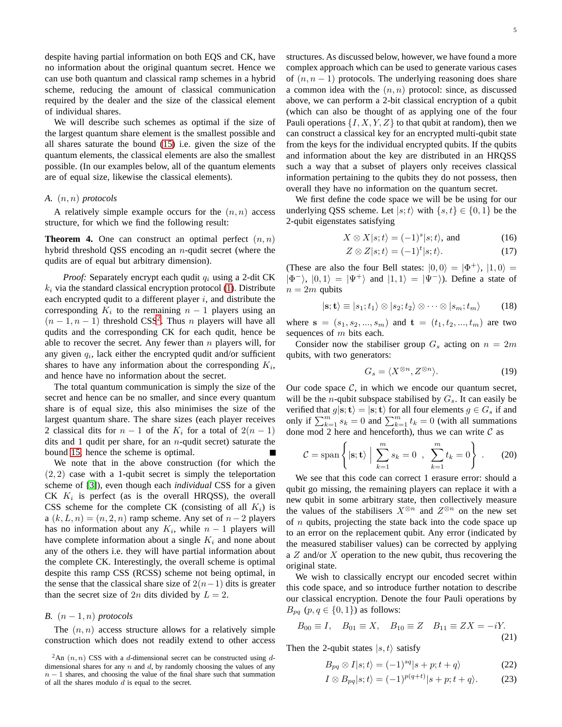despite having partial information on both EQS and CK, have no information about the original quantum secret. Hence we can use both quantum and classical ramp schemes in a hybrid scheme, reducing the amount of classical communication required by the dealer and the size of the classical element of individual shares.

We will describe such schemes as optimal if the size of the largest quantum share element is the smallest possible and all shares saturate the bound (15) i.e. given the size of the quantum elements, the classical elements are also the smallest possible. (In our examples below, all of the quantum elements are of equal size, likewise the classical elements).

### A. $(n, n)$ protocols

A relatively simple example occurs for the $(n, n)$ access structure, for which we find the following result:

**Theorem 4.** One can construct an optimal perfect $(n, n)$ hybrid threshold QSS encoding an $n$-qudit secret (where the qudits are of equal but arbitrary dimension).

*Proof:* Separately encrypt each qudit $q_i$ using a 2-dit CK $k_i$ via the standard classical encryption protocol (1). Distribute each encrypted qudit to a different player $i$, and distribute the corresponding $K_i$ to the remaining $n-1$ players using an $(n-1, n-1)$ threshold CSS[2]. Thus $n$ players will have all qudits and the corresponding CK for each qudit, hence be able to recover the secret. Any fewer than $n$ players will, for any given $q_i$, lack either the encrypted qudit and/or sufficient shares to have any information about the corresponding $K_i$, and hence have no information about the secret.

The total quantum communication is simply the size of the secret and hence can be no smaller, and since every quantum share is of equal size, this also minimises the size of the largest quantum share. The share sizes (each player receives 2 classical dits for $n-1$ of the $K_i$ for a total of $2(n-1)$ dits and 1 qudit per share, for an $n$-qudit secret) saturate the bound 15, hence the scheme is optimal. ∎

We note that in the above construction (for which the $(2, 2)$ case with a 1-qubit secret is simply the teleportation scheme of [3]), even though each *individual* CSS for a given CK $K_i$ is perfect (as is the overall HRQSS), the overall CSS scheme for the complete CK (consisting of all $K_i$) is a $(k, L, n) = (n, 2, n)$ ramp scheme. Any set of $n-2$ players has no information about any $K_i$, while $n-1$ players will have complete information about a single $K_i$ and none about any of the others i.e. they will have partial information about the complete CK. Interestingly, the overall scheme is optimal despite this ramp CSS (RCSS) scheme not being optimal, in the sense that the classical share size of $2(n-1)$ dits is greater than the secret size of $2n$ dits divided by $L = 2$.

### B. $(n-1, n)$ protocols

The $(n, n)$ access structure allows for a relatively simple construction which does not readily extend to other access structures. As discussed below, however, we have found a more complex approach which can be used to generate various cases of $(n, n-1)$ protocols. The underlying reasoning does share a common idea with the $(n, n)$ protocol: since, as discussed above, we can perform a 2-bit classical encryption of a qubit (which can also be thought of as applying one of the four Pauli operations $\{I, X, Y, Z\}$ to that qubit at random), then we can construct a classical key for an encrypted multi-qubit state from the keys for the individual encrypted qubits. If the qubits and information about the key are distributed in an HRQSS such a way that a subset of players only receives classical information pertaining to the qubits they do not possess, then overall they have no information on the quantum secret.

We first define the code space we will be be using for our underlying QSS scheme. Let $|s;t\rangle$ with $\{s,t\} \in \{0,1\}$ be the 2-qubit eigenstates satisfying

$$X \otimes X|s;t\rangle = (-1)^s|s;t\rangle, \text{ and} \tag{16}$$

$$Z \otimes Z|s;t\rangle = (-1)^t|s;t\rangle. \tag{17}$$

(These are also the four Bell states: $|0,0\rangle = |\Phi^+\rangle$, $|1,0\rangle = |\Phi^-\rangle$, $|0,1\rangle = |\Psi^+\rangle$ and $|1,1\rangle = |\Psi^-\rangle$). Define a state of $n = 2m$ qubits

$$|\mathbf{s};\mathbf{t}\rangle \equiv |s_1;t_1\rangle \otimes |s_2;t_2\rangle \otimes \cdots \otimes |s_m;t_m\rangle \tag{18}$$

where $\mathbf{s} = (s_1, s_2, ..., s_m)$ and $\mathbf{t} = (t_1, t_2, ..., t_m)$ are two sequences of $m$ bits each.

Consider now the stabiliser group $G_s$ acting on $n = 2m$ qubits, with two generators:

$$G_s = \langle X^{\otimes n}, Z^{\otimes n} \rangle. \tag{19}$$

Our code space $\mathcal{C}$, in which we encode our quantum secret, will be the $n$-qubit subspace stabilised by $G_s$. It can easily be verified that $g|\mathbf{s};\mathbf{t}\rangle = |\mathbf{s};\mathbf{t}\rangle$ for all four elements $g \in G_s$ if and only if $\sum_{k=1}^{m} s_k = 0$ and $\sum_{k=1}^{m} t_k = 0$ (with all summations done mod 2 here and henceforth), thus we can write $\mathcal{C}$ as

$$\mathcal{C} = \text{span}\left\{ |\mathbf{s};\mathbf{t}\rangle \;\middle|\; \sum_{k=1}^{m} s_k = 0 \;\; , \;\; \sum_{k=1}^{m} t_k = 0 \right\} . \tag{20}$$

We see that this code can correct 1 erasure error: should a qubit go missing, the remaining players can replace it with a new qubit in some arbitrary state, then collectively measure the values of the stabilisers $X^{\otimes n}$ and $Z^{\otimes n}$ on the new set of $n$ qubits, projecting the state back into the code space up to an error on the replacement qubit. Any error (indicated by the measured stabiliser values) can be corrected by applying a $Z$ and/or $X$ operation to the new qubit, thus recovering the original state.

We wish to classically encrypt our encoded secret within this code space, and so introduce further notation to describe our classical encryption. Denote the four Pauli operations by $B_{pq}$ $(p, q \in \{0,1\})$ as follows:

$$B_{00} \equiv I, \quad B_{01} \equiv X, \quad B_{10} \equiv Z \quad B_{11} \equiv ZX = -iY. \tag{21}$$

Then the 2-qubit states $|s,t\rangle$ satisfy

$$B_{pq} \otimes I|s;t\rangle = (-1)^{sq}|s+p;t+q\rangle \tag{22}$$

$$I \otimes B_{pq}|s;t\rangle = (-1)^{p(q+t)}|s+p;t+q\rangle. \tag{23}$$

[2] An $(n, n)$ CSS with a $d$-dimensional secret can be constructed using $d$-dimensional shares for any $n$ and $d$, by randomly choosing the values of any $n-1$ shares, and choosing the value of the final share such that summation of all the shares modulo $d$ is equal to the secret.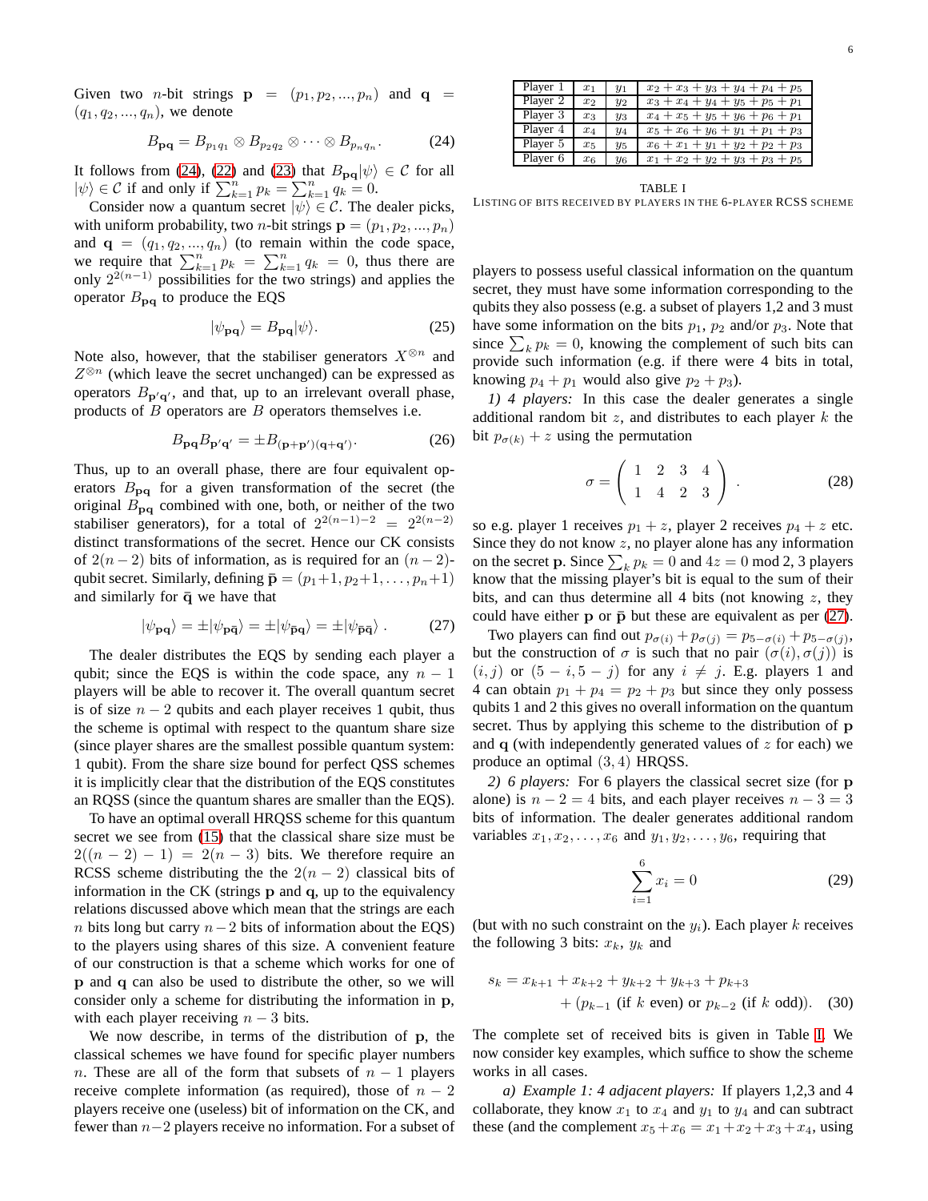Given two $n$-bit strings $\mathbf{p} = (p_1, p_2, ..., p_n)$ and $\mathbf{q} = (q_1, q_2, ..., q_n)$, we denote

$$B_{\mathbf{pq}} = B_{p_1 q_1} \otimes B_{p_2 q_2} \otimes \cdots \otimes B_{p_n q_n}. \tag{24}$$

It follows from (24), (22) and (23) that $B_{\mathbf{pq}}|\psi\rangle \in \mathcal{C}$ for all $|\psi\rangle \in \mathcal{C}$ if and only if $\sum_{k=1}^{n} p_k = \sum_{k=1}^{n} q_k = 0$.

Consider now a quantum secret $|\psi\rangle \in \mathcal{C}$. The dealer picks, with uniform probability, two $n$-bit strings $\mathbf{p} = (p_1, p_2, ..., p_n)$ and $\mathbf{q} = (q_1, q_2, ..., q_n)$ (to remain within the code space, we require that $\sum_{k=1}^{n} p_k = \sum_{k=1}^{n} q_k = 0$, thus there are only $2^{2(n-1)}$ possibilities for the two strings) and applies the operator $B_{\mathbf{pq}}$ to produce the EQS

$$|\psi_{\mathbf{pq}}\rangle = B_{\mathbf{pq}}|\psi\rangle. \tag{25}$$

Note also, however, that the stabiliser generators $X^{\otimes n}$ and $Z^{\otimes n}$ (which leave the secret unchanged) can be expressed as operators $B_{\mathbf{p}'\mathbf{q}'}$, and that, up to an irrelevant overall phase, products of $B$ operators are $B$ operators themselves i.e.

$$B_{\mathbf{pq}} B_{\mathbf{p}'\mathbf{q}'} = \pm B_{(\mathbf{p}+\mathbf{p}')(\mathbf{q}+\mathbf{q}')}. \tag{26}$$

Thus, up to an overall phase, there are four equivalent operators $B_{\mathbf{pq}}$ for a given transformation of the secret (the original $B_{\mathbf{pq}}$ combined with one, both, or neither of the two stabiliser generators), for a total of $2^{2(n-1)-2} = 2^{2(n-2)}$ distinct transformations of the secret. Hence our CK consists of $2(n-2)$ bits of information, as is required for an $(n-2)$-qubit secret. Similarly, defining $\bar{\mathbf{p}} = (p_1+1, p_2+1, \ldots, p_n+1)$ and similarly for $\bar{\mathbf{q}}$ we have that

$$|\psi_{\mathbf{pq}}\rangle = \pm|\psi_{\mathbf{p}\bar{\mathbf{q}}}\rangle = \pm|\psi_{\bar{\mathbf{p}}\mathbf{q}}\rangle = \pm|\psi_{\bar{\mathbf{p}}\bar{\mathbf{q}}}\rangle . \tag{27}$$

The dealer distributes the EQS by sending each player a qubit; since the EQS is within the code space, any $n-1$ players will be able to recover it. The overall quantum secret is of size $n-2$ qubits and each player receives 1 qubit, thus the scheme is optimal with respect to the quantum share size (since player shares are the smallest possible quantum system: 1 qubit). From the share size bound for perfect QSS schemes it is implicitly clear that the distribution of the EQS constitutes an RQSS (since the quantum shares are smaller than the EQS).

To have an optimal overall HRQSS scheme for this quantum secret we see from (15) that the classical share size must be $2((n-2)-1) = 2(n-3)$ bits. We therefore require an RCSS scheme distributing the the $2(n-2)$ classical bits of information in the CK (strings $\mathbf{p}$ and $\mathbf{q}$, up to the equivalency relations discussed above which mean that the strings are each $n$ bits long but carry $n-2$ bits of information about the EQS) to the players using shares of this size. A convenient feature of our construction is that a scheme which works for one of $\mathbf{p}$ and $\mathbf{q}$ can also be used to distribute the other, so we will consider only a scheme for distributing the information in $\mathbf{p}$, with each player receiving $n-3$ bits.

We now describe, in terms of the distribution of $\mathbf{p}$, the classical schemes we have found for specific player numbers $n$. These are all of the form that subsets of $n-1$ players receive complete information (as required), those of $n-2$ players receive one (useless) bit of information on the CK, and fewer than $n-2$ players receive no information. For a subset of players to possess useful classical information on the quantum secret, they must have some information corresponding to the qubits they also possess (e.g. a subset of players 1,2 and 3 must have some information on the bits $p_1$, $p_2$ and/or $p_3$. Note that since $\sum_k p_k = 0$, knowing the complement of such bits can provide such information (e.g. if there were 4 bits in total, knowing $p_4 + p_1$ would also give $p_2 + p_3$).

*1) 4 players:* In this case the dealer generates a single additional random bit $z$, and distributes to each player $k$ the bit $p_{\sigma(k)} + z$ using the permutation

$$\sigma = \begin{pmatrix} 1 & 2 & 3 & 4 \\ 1 & 4 & 2 & 3 \end{pmatrix} . \tag{28}$$

so e.g. player 1 receives $p_1 + z$, player 2 receives $p_4 + z$ etc. Since they do not know $z$, no player alone has any information on the secret $\mathbf{p}$. Since $\sum_k p_k = 0$ and $4z = 0 \bmod 2$, 3 players know that the missing player's bit is equal to the sum of their bits, and can thus determine all 4 bits (not knowing $z$, they could have either $\mathbf{p}$ or $\bar{\mathbf{p}}$ but these are equivalent as per (27).

Two players can find out $p_{\sigma(i)} + p_{\sigma(j)} = p_{5-\sigma(i)} + p_{5-\sigma(j)}$, but the construction of $\sigma$ is such that no pair $(\sigma(i), \sigma(j))$ is $(i,j)$ or $(5-i, 5-j)$ for any $i \neq j$. E.g. players 1 and 4 can obtain $p_1 + p_4 = p_2 + p_3$ but since they only possess qubits 1 and 2 this gives no overall information on the quantum secret. Thus by applying this scheme to the distribution of $\mathbf{p}$ and $\mathbf{q}$ (with independently generated values of $z$ for each) we produce an optimal $(3,4)$ HRQSS.

*2) 6 players:* For 6 players the classical secret size (for $\mathbf{p}$ alone) is $n-2 = 4$ bits, and each player receives $n-3 = 3$ bits of information. The dealer generates additional random variables $x_1, x_2, \ldots, x_6$ and $y_1, y_2, \ldots, y_6$, requiring that

$$\sum_{i=1}^{6} x_i = 0 \tag{29}$$

(but with no such constraint on the $y_i$). Each player $k$ receives the following 3 bits: $x_k$, $y_k$ and

$$s_k = x_{k+1} + x_{k+2} + y_{k+2} + y_{k+3} + p_{k+3} + (p_{k-1} \text{ (if } k \text{ even) or } p_{k-2} \text{ (if } k \text{ odd)}). \tag{30}$$

| | | | |
|---|---|---|---|
| Player 1 | $x_1$ | $y_1$ | $x_2 + x_3 + y_3 + y_4 + p_4 + p_5$ |
| Player 2 | $x_2$ | $y_2$ | $x_3 + x_4 + y_4 + y_5 + p_5 + p_1$ |
| Player 3 | $x_3$ | $y_3$ | $x_4 + x_5 + y_5 + y_6 + p_6 + p_1$ |
| Player 4 | $x_4$ | $y_4$ | $x_5 + x_6 + y_6 + y_1 + p_1 + p_3$ |
| Player 5 | $x_5$ | $y_5$ | $x_6 + x_1 + y_1 + y_2 + p_2 + p_3$ |
| Player 6 | $x_6$ | $y_6$ | $x_1 + x_2 + y_2 + y_3 + p_3 + p_5$ |

TABLE I
LISTING OF BITS RECEIVED BY PLAYERS IN THE 6-PLAYER RCSS SCHEME

The complete set of received bits is given in Table I. We now consider key examples, which suffice to show the scheme works in all cases.

*a) Example 1: 4 adjacent players:* If players 1,2,3 and 4 collaborate, they know $x_1$ to $x_4$ and $y_1$ to $y_4$ and can subtract these (and the complement $x_5 + x_6 = x_1 + x_2 + x_3 + x_4$, using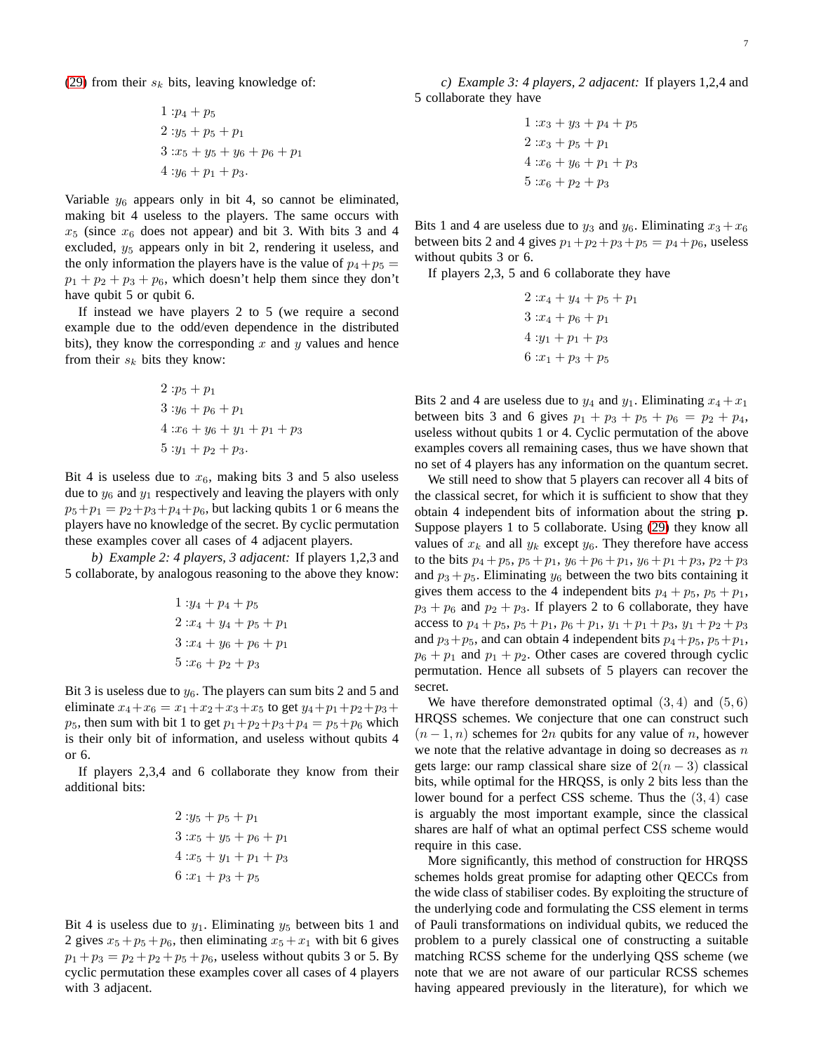(29) from their $s_k$ bits, leaving knowledge of:

$$\begin{aligned}
1 &: p_4 + p_5\\
2 &: y_5 + p_5 + p_1\\
3 &: x_5 + y_5 + y_6 + p_6 + p_1\\
4 &: y_6 + p_1 + p_3.
\end{aligned}$$

Variable $y_6$ appears only in bit 4, so cannot be eliminated, making bit 4 useless to the players. The same occurs with $x_5$ (since $x_6$ does not appear) and bit 3. With bits 3 and 4 excluded, $y_5$ appears only in bit 2, rendering it useless, and the only information the players have is the value of $p_4+p_5 = p_1+p_2+p_3+p_6$, which doesn't help them since they don't have qubit 5 or qubit 6.

If instead we have players 2 to 5 (we require a second example due to the odd/even dependence in the distributed bits), they know the corresponding $x$ and $y$ values and hence from their $s_k$ bits they know:

$$\begin{aligned}
2 &: p_5 + p_1\\
3 &: y_6 + p_6 + p_1\\
4 &: x_6 + y_6 + y_1 + p_1 + p_3\\
5 &: y_1 + p_2 + p_3.
\end{aligned}$$

Bit 4 is useless due to $x_6$, making bits 3 and 5 also useless due to $y_6$ and $y_1$ respectively and leaving the players with only $p_5+p_1 = p_2+p_3+p_4+p_6$, but lacking qubits 1 or 6 means the players have no knowledge of the secret. By cyclic permutation these examples cover all cases of 4 adjacent players.

*b) Example 2: 4 players, 3 adjacent:* If players 1,2,3 and 5 collaborate, by analogous reasoning to the above they know:

$$\begin{aligned}
1 &: y_4 + p_4 + p_5\\
2 &: x_4 + y_4 + p_5 + p_1\\
3 &: x_4 + y_6 + p_6 + p_1\\
5 &: x_6 + p_2 + p_3
\end{aligned}$$

Bit 3 is useless due to $y_6$. The players can sum bits 2 and 5 and eliminate $x_4+x_6 = x_1+x_2+x_3+x_5$ to get $y_4+p_1+p_2+p_3+p_5$, then sum with bit 1 to get $p_1+p_2+p_3+p_4 = p_5+p_6$ which is their only bit of information, and useless without qubits 4 or 6.

If players 2,3,4 and 6 collaborate they know from their additional bits:

$$\begin{aligned}
2 &: y_5 + p_5 + p_1\\
3 &: x_5 + y_5 + p_6 + p_1\\
4 &: x_5 + y_1 + p_1 + p_3\\
6 &: x_1 + p_3 + p_5
\end{aligned}$$

Bit 4 is useless due to $y_1$. Eliminating $y_5$ between bits 1 and 2 gives $x_5+p_5+p_6$, then eliminating $x_5+x_1$ with bit 6 gives $p_1+p_3 = p_2+p_2+p_5+p_6$, useless without qubits 3 or 5. By cyclic permutation these examples cover all cases of 4 players with 3 adjacent.

*c) Example 3: 4 players, 2 adjacent:* If players 1,2,4 and 5 collaborate they have

$$\begin{aligned}
1 &: x_3 + y_3 + p_4 + p_5\\
2 &: x_3 + p_5 + p_1\\
4 &: x_6 + y_6 + p_1 + p_3\\
5 &: x_6 + p_2 + p_3
\end{aligned}$$

Bits 1 and 4 are useless due to $y_3$ and $y_6$. Eliminating $x_3+x_6$ between bits 2 and 4 gives $p_1+p_2+p_3+p_5 = p_4+p_6$, useless without qubits 3 or 6.

If players 2,3, 5 and 6 collaborate they have

$$\begin{aligned}
2 &: x_4 + y_4 + p_5 + p_1\\
3 &: x_4 + p_6 + p_1\\
4 &: y_1 + p_1 + p_3\\
6 &: x_1 + p_3 + p_5
\end{aligned}$$

Bits 2 and 4 are useless due to $y_4$ and $y_1$. Eliminating $x_4+x_1$ between bits 3 and 6 gives $p_1+p_3+p_5+p_6 = p_2+p_4$, useless without qubits 1 or 4. Cyclic permutation of the above examples covers all remaining cases, thus we have shown that no set of 4 players has any information on the quantum secret.

We still need to show that 5 players can recover all 4 bits of the classical secret, for which it is sufficient to show that they obtain 4 independent bits of information about the string $\mathbf{p}$. Suppose players 1 to 5 collaborate. Using (29) they know all values of $x_k$ and all $y_k$ except $y_6$. They therefore have access to the bits $p_4+p_5$, $p_5+p_1$, $y_6+p_6+p_1$, $y_6+p_1+p_3$, $p_2+p_3$ and $p_3+p_5$. Eliminating $y_6$ between the two bits containing it gives them access to the 4 independent bits $p_4+p_5$, $p_5+p_1$, $p_3+p_6$ and $p_2+p_3$. If players 2 to 6 collaborate, they have access to $p_4+p_5$, $p_5+p_1$, $p_6+p_1$, $y_1+p_1+p_3$, $y_1+p_2+p_3$ and $p_3+p_5$, and can obtain 4 independent bits $p_4+p_5$, $p_5+p_1$, $p_6+p_1$ and $p_1+p_2$. Other cases are covered through cyclic permutation. Hence all subsets of 5 players can recover the secret.

We have therefore demonstrated optimal $(3,4)$ and $(5,6)$ HRQSS schemes. We conjecture that one can construct such $(n-1,n)$ schemes for $2n$ qubits for any value of $n$, however we note that the relative advantage in doing so decreases as $n$ gets large: our ramp classical share size of $2(n-3)$ classical bits, while optimal for the HRQSS, is only 2 bits less than the lower bound for a perfect CSS scheme. Thus the $(3,4)$ case is arguably the most important example, since the classical shares are half of what an optimal perfect CSS scheme would require in this case.

More significantly, this method of construction for HRQSS schemes holds great promise for adapting other QECCs from the wide class of stabiliser codes. By exploiting the structure of the underlying code and formulating the CSS element in terms of Pauli transformations on individual qubits, we reduced the problem to a purely classical one of constructing a suitable matching RCSS scheme for the underlying QSS scheme (we note that we are not aware of our particular RCSS schemes having appeared previously in the literature), for which we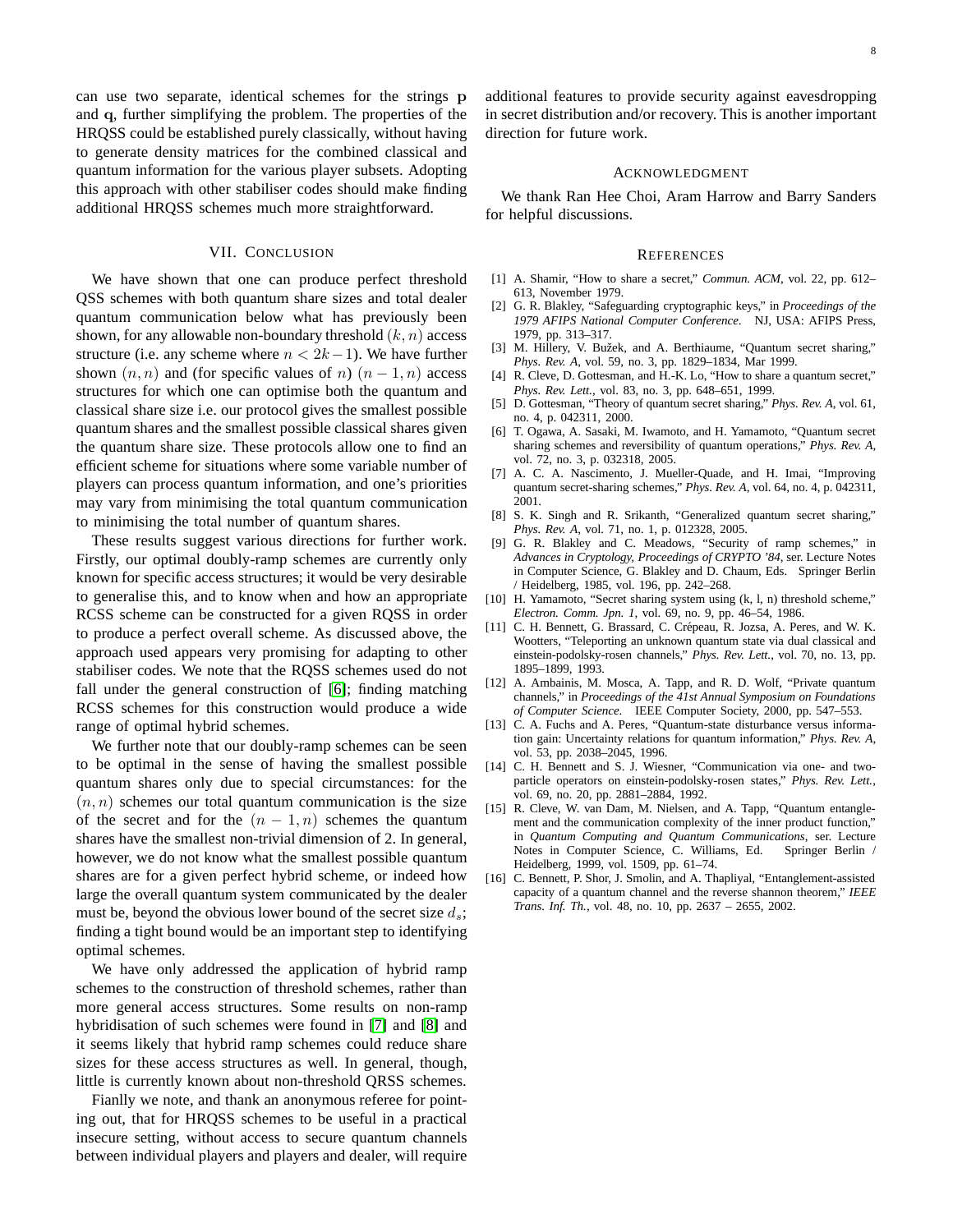can use two separate, identical schemes for the strings $\mathbf{p}$ and $\mathbf{q}$, further simplifying the problem. The properties of the HRQSS could be established purely classically, without having to generate density matrices for the combined classical and quantum information for the various player subsets. Adopting this approach with other stabiliser codes should make finding additional HRQSS schemes much more straightforward.

## VII. Conclusion

We have shown that one can produce perfect threshold QSS schemes with both quantum share sizes and total dealer quantum communication below what has previously been shown, for any allowable non-boundary threshold $(k,n)$ access structure (i.e. any scheme where $n < 2k-1$). We have further shown $(n,n)$ and (for specific values of $n$) $(n-1,n)$ access structures for which one can optimise both the quantum and classical share size i.e. our protocol gives the smallest possible quantum shares and the smallest possible classical shares given the quantum share size. These protocols allow one to find an efficient scheme for situations where some variable number of players can process quantum information, and one's priorities may vary from minimising the total quantum communication to minimising the total number of quantum shares.

These results suggest various directions for further work. Firstly, our optimal doubly-ramp schemes are currently only known for specific access structures; it would be very desirable to generalise this, and to know when and how an appropriate RCSS scheme can be constructed for a given RQSS in order to produce a perfect overall scheme. As discussed above, the approach used appears very promising for adapting to other stabiliser codes. We note that the RQSS schemes used do not fall under the general construction of [6]; finding matching RCSS schemes for this construction would produce a wide range of optimal hybrid schemes.

We further note that our doubly-ramp schemes can be seen to be optimal in the sense of having the smallest possible quantum shares only due to special circumstances: for the $(n,n)$ schemes our total quantum communication is the size of the secret and for the $(n-1,n)$ schemes the quantum shares have the smallest non-trivial dimension of 2. In general, however, we do not know what the smallest possible quantum shares are for a given perfect hybrid scheme, or indeed how large the overall quantum system communicated by the dealer must be, beyond the obvious lower bound of the secret size $d_s$; finding a tight bound would be an important step to identifying optimal schemes.

We have only addressed the application of hybrid ramp schemes to the construction of threshold schemes, rather than more general access structures. Some results on non-ramp hybridisation of such schemes were found in [7] and [8] and it seems likely that hybrid ramp schemes could reduce share sizes for these access structures as well. In general, though, little is currently known about non-threshold QRSS schemes.

Fianlly we note, and thank an anonymous referee for pointing out, that for HRQSS schemes to be useful in a practical insecure setting, without access to secure quantum channels between individual players and players and dealer, will require additional features to provide security against eavesdropping in secret distribution and/or recovery. This is another important direction for future work.

## Acknowledgment

We thank Ran Hee Choi, Aram Harrow and Barry Sanders for helpful discussions.

## References

[1] A. Shamir, "How to share a secret," *Commun. ACM*, vol. 22, pp. 612–613, November 1979.

[2] G. R. Blakley, "Safeguarding cryptographic keys," in *Proceedings of the 1979 AFIPS National Computer Conference*. NJ, USA: AFIPS Press, 1979, pp. 313–317.

[3] M. Hillery, V. Bužek, and A. Berthiaume, "Quantum secret sharing," *Phys. Rev. A*, vol. 59, no. 3, pp. 1829–1834, Mar 1999.

[4] R. Cleve, D. Gottesman, and H.-K. Lo, "How to share a quantum secret," *Phys. Rev. Lett.*, vol. 83, no. 3, pp. 648–651, 1999.

[5] D. Gottesman, "Theory of quantum secret sharing," *Phys. Rev. A*, vol. 61, no. 4, p. 042311, 2000.

[6] T. Ogawa, A. Sasaki, M. Iwamoto, and H. Yamamoto, "Quantum secret sharing schemes and reversibility of quantum operations," *Phys. Rev. A*, vol. 72, no. 3, p. 032318, 2005.

[7] A. C. A. Nascimento, J. Mueller-Quade, and H. Imai, "Improving quantum secret-sharing schemes," *Phys. Rev. A*, vol. 64, no. 4, p. 042311, 2001.

[8] S. K. Singh and R. Srikanth, "Generalized quantum secret sharing," *Phys. Rev. A*, vol. 71, no. 1, p. 012328, 2005.

[9] G. R. Blakley and C. Meadows, "Security of ramp schemes," in *Advances in Cryptology, Proceedings of CRYPTO '84*, ser. Lecture Notes in Computer Science, G. Blakley and D. Chaum, Eds. Springer Berlin / Heidelberg, 1985, vol. 196, pp. 242–268.

[10] H. Yamamoto, "Secret sharing system using (k, l, n) threshold scheme," *Electron. Comm. Jpn. 1*, vol. 69, no. 9, pp. 46–54, 1986.

[11] C. H. Bennett, G. Brassard, C. Crépeau, R. Jozsa, A. Peres, and W. K. Wootters, "Teleporting an unknown quantum state via dual classical and einstein-podolsky-rosen channels," *Phys. Rev. Lett.*, vol. 70, no. 13, pp. 1895–1899, 1993.

[12] A. Ambainis, M. Mosca, A. Tapp, and R. D. Wolf, "Private quantum channels," in *Proceedings of the 41st Annual Symposium on Foundations of Computer Science*. IEEE Computer Society, 2000, pp. 547–553.

[13] C. A. Fuchs and A. Peres, "Quantum-state disturbance versus information gain: Uncertainty relations for quantum information," *Phys. Rev. A*, vol. 53, pp. 2038–2045, 1996.

[14] C. H. Bennett and S. J. Wiesner, "Communication via one- and two-particle operators on einstein-podolsky-rosen states," *Phys. Rev. Lett.*, vol. 69, no. 20, pp. 2881–2884, 1992.

[15] R. Cleve, W. van Dam, M. Nielsen, and A. Tapp, "Quantum entanglement and the communication complexity of the inner product function," in *Quantum Computing and Quantum Communications*, ser. Lecture Notes in Computer Science, C. Williams, Ed. Springer Berlin / Heidelberg, 1999, vol. 1509, pp. 61–74.

[16] C. Bennett, P. Shor, J. Smolin, and A. Thapliyal, "Entanglement-assisted capacity of a quantum channel and the reverse shannon theorem," *IEEE Trans. Inf. Th.*, vol. 48, no. 10, pp. 2637 – 2655, 2002.